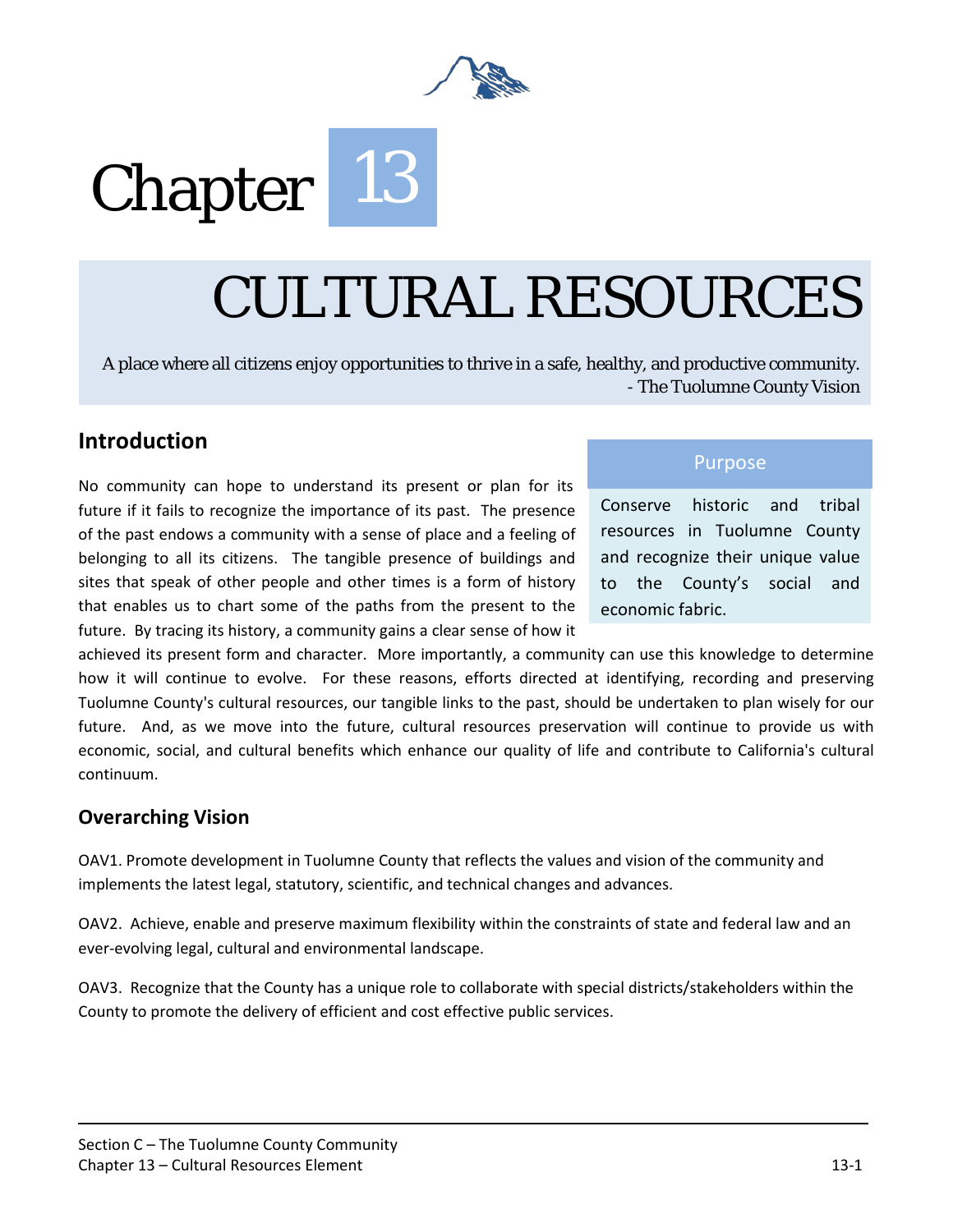# Chapter 13

# CULTURAL RESOURCES

A place where all citizens enjoy opportunities to thrive in a safe, healthy, and productive community.
- The Tuolumne County Vision

## Introduction

No community can hope to understand its present or plan for its future if it fails to recognize the importance of its past. The presence of the past endows a community with a sense of place and a feeling of belonging to all its citizens. The tangible presence of buildings and sites that speak of other people and other times is a form of history that enables us to chart some of the paths from the present to the future. By tracing its history, a community gains a clear sense of how it achieved its present form and character. More importantly, a community can use this knowledge to determine how it will continue to evolve. For these reasons, efforts directed at identifying, recording and preserving Tuolumne County's cultural resources, our tangible links to the past, should be undertaken to plan wisely for our future. And, as we move into the future, cultural resources preservation will continue to provide us with economic, social, and cultural benefits which enhance our quality of life and contribute to California's cultural continuum.

**Purpose**

Conserve historic and tribal resources in Tuolumne County and recognize their unique value to the County's social and economic fabric.

## Overarching Vision

OAV1. Promote development in Tuolumne County that reflects the values and vision of the community and implements the latest legal, statutory, scientific, and technical changes and advances.

OAV2. Achieve, enable and preserve maximum flexibility within the constraints of state and federal law and an ever-evolving legal, cultural and environmental landscape.

OAV3. Recognize that the County has a unique role to collaborate with special districts/stakeholders within the County to promote the delivery of efficient and cost effective public services.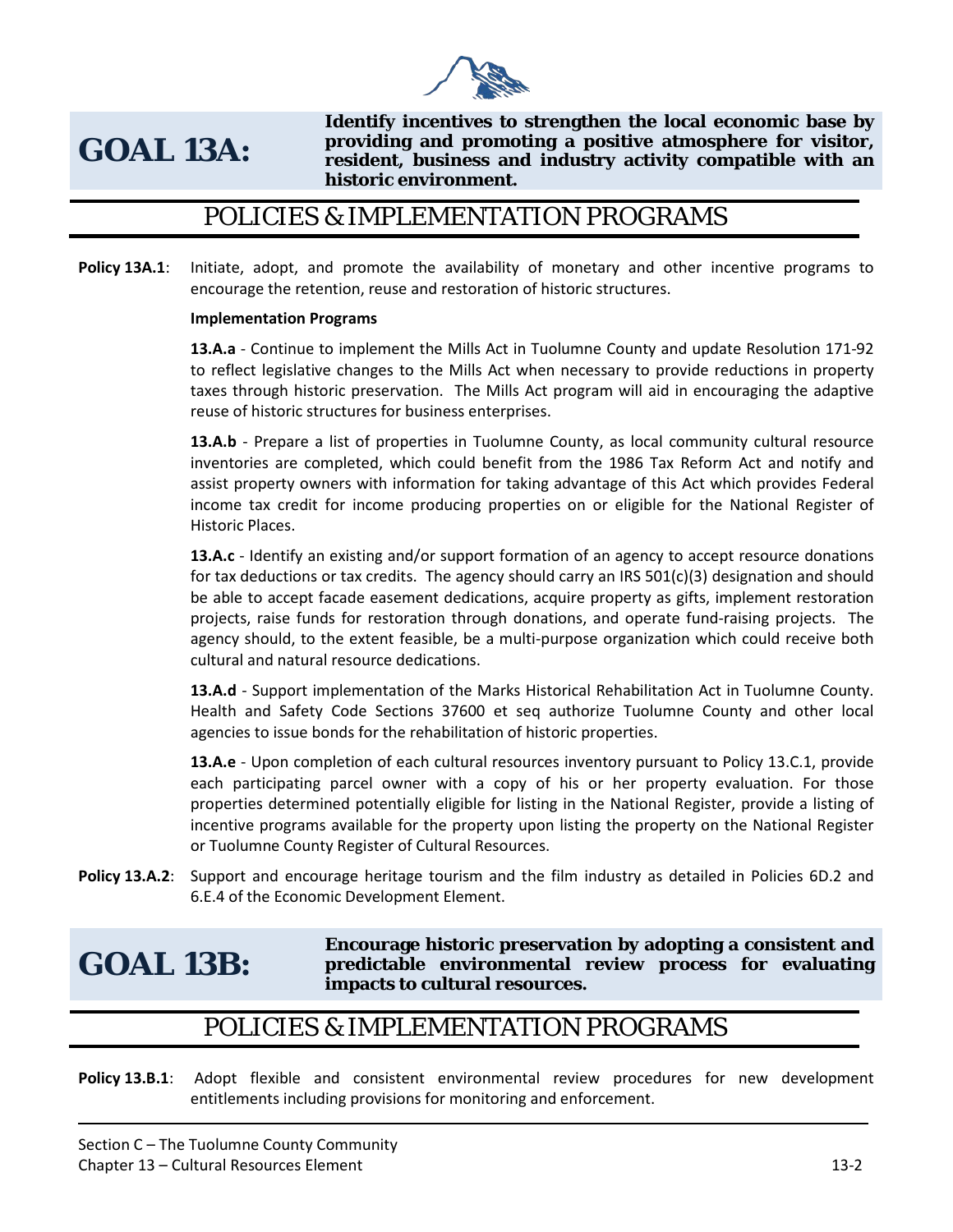## GOAL 13A:

**Identify incentives to strengthen the local economic base by providing and promoting a positive atmosphere for visitor, resident, business and industry activity compatible with an historic environment.**

### POLICIES & IMPLEMENTATION PROGRAMS

**Policy 13A.1**: Initiate, adopt, and promote the availability of monetary and other incentive programs to encourage the retention, reuse and restoration of historic structures.

**Implementation Programs**

**13.A.a** - Continue to implement the Mills Act in Tuolumne County and update Resolution 171-92 to reflect legislative changes to the Mills Act when necessary to provide reductions in property taxes through historic preservation. The Mills Act program will aid in encouraging the adaptive reuse of historic structures for business enterprises.

**13.A.b** - Prepare a list of properties in Tuolumne County, as local community cultural resource inventories are completed, which could benefit from the 1986 Tax Reform Act and notify and assist property owners with information for taking advantage of this Act which provides Federal income tax credit for income producing properties on or eligible for the National Register of Historic Places.

**13.A.c** - Identify an existing and/or support formation of an agency to accept resource donations for tax deductions or tax credits. The agency should carry an IRS 501(c)(3) designation and should be able to accept facade easement dedications, acquire property as gifts, implement restoration projects, raise funds for restoration through donations, and operate fund-raising projects. The agency should, to the extent feasible, be a multi-purpose organization which could receive both cultural and natural resource dedications.

**13.A.d** - Support implementation of the Marks Historical Rehabilitation Act in Tuolumne County. Health and Safety Code Sections 37600 et seq authorize Tuolumne County and other local agencies to issue bonds for the rehabilitation of historic properties.

**13.A.e** - Upon completion of each cultural resources inventory pursuant to Policy 13.C.1, provide each participating parcel owner with a copy of his or her property evaluation. For those properties determined potentially eligible for listing in the National Register, provide a listing of incentive programs available for the property upon listing the property on the National Register or Tuolumne County Register of Cultural Resources.

**Policy 13.A.2**: Support and encourage heritage tourism and the film industry as detailed in Policies 6D.2 and 6.E.4 of the Economic Development Element.

## GOAL 13B:

**Encourage historic preservation by adopting a consistent and predictable environmental review process for evaluating impacts to cultural resources.**

### POLICIES & IMPLEMENTATION PROGRAMS

**Policy 13.B.1**: Adopt flexible and consistent environmental review procedures for new development entitlements including provisions for monitoring and enforcement.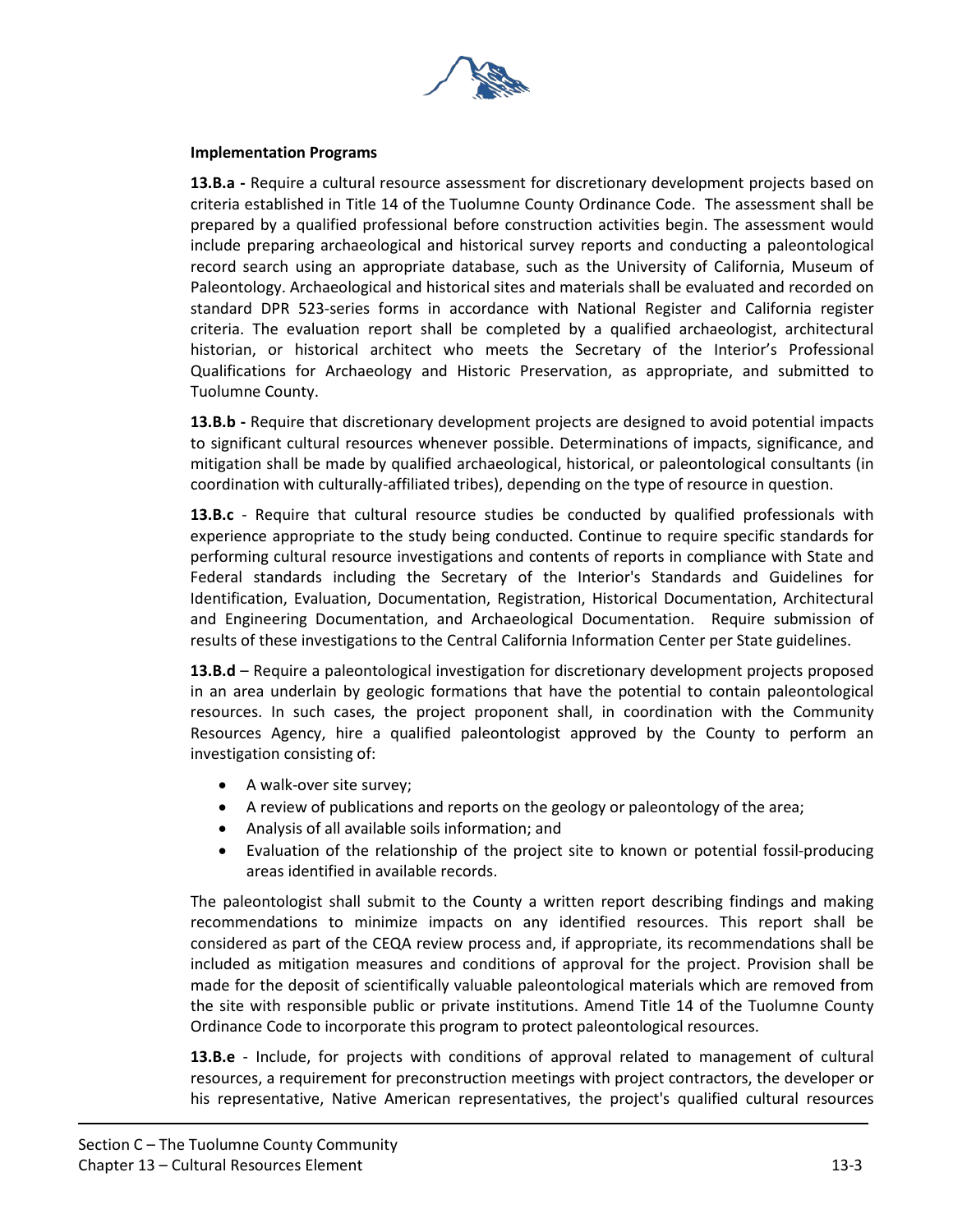**Implementation Programs**

**13.B.a -** Require a cultural resource assessment for discretionary development projects based on criteria established in Title 14 of the Tuolumne County Ordinance Code. The assessment shall be prepared by a qualified professional before construction activities begin. The assessment would include preparing archaeological and historical survey reports and conducting a paleontological record search using an appropriate database, such as the University of California, Museum of Paleontology. Archaeological and historical sites and materials shall be evaluated and recorded on standard DPR 523-series forms in accordance with National Register and California register criteria. The evaluation report shall be completed by a qualified archaeologist, architectural historian, or historical architect who meets the Secretary of the Interior's Professional Qualifications for Archaeology and Historic Preservation, as appropriate, and submitted to Tuolumne County.

**13.B.b -** Require that discretionary development projects are designed to avoid potential impacts to significant cultural resources whenever possible. Determinations of impacts, significance, and mitigation shall be made by qualified archaeological, historical, or paleontological consultants (in coordination with culturally-affiliated tribes), depending on the type of resource in question.

**13.B.c** - Require that cultural resource studies be conducted by qualified professionals with experience appropriate to the study being conducted. Continue to require specific standards for performing cultural resource investigations and contents of reports in compliance with State and Federal standards including the Secretary of the Interior's Standards and Guidelines for Identification, Evaluation, Documentation, Registration, Historical Documentation, Architectural and Engineering Documentation, and Archaeological Documentation. Require submission of results of these investigations to the Central California Information Center per State guidelines.

**13.B.d** – Require a paleontological investigation for discretionary development projects proposed in an area underlain by geologic formations that have the potential to contain paleontological resources. In such cases, the project proponent shall, in coordination with the Community Resources Agency, hire a qualified paleontologist approved by the County to perform an investigation consisting of:

- A walk-over site survey;
- A review of publications and reports on the geology or paleontology of the area;
- Analysis of all available soils information; and
- Evaluation of the relationship of the project site to known or potential fossil-producing areas identified in available records.

The paleontologist shall submit to the County a written report describing findings and making recommendations to minimize impacts on any identified resources. This report shall be considered as part of the CEQA review process and, if appropriate, its recommendations shall be included as mitigation measures and conditions of approval for the project. Provision shall be made for the deposit of scientifically valuable paleontological materials which are removed from the site with responsible public or private institutions. Amend Title 14 of the Tuolumne County Ordinance Code to incorporate this program to protect paleontological resources.

**13.B.e** - Include, for projects with conditions of approval related to management of cultural resources, a requirement for preconstruction meetings with project contractors, the developer or his representative, Native American representatives, the project's qualified cultural resources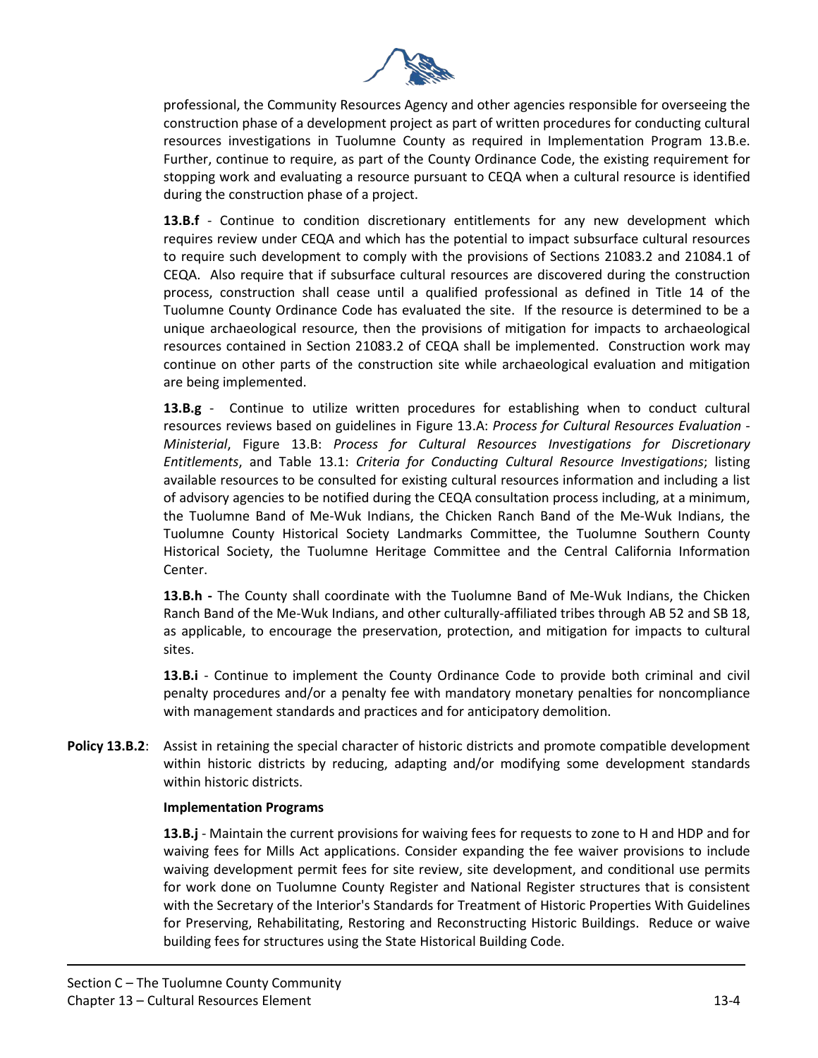professional, the Community Resources Agency and other agencies responsible for overseeing the construction phase of a development project as part of written procedures for conducting cultural resources investigations in Tuolumne County as required in Implementation Program 13.B.e. Further, continue to require, as part of the County Ordinance Code, the existing requirement for stopping work and evaluating a resource pursuant to CEQA when a cultural resource is identified during the construction phase of a project.

**13.B.f** - Continue to condition discretionary entitlements for any new development which requires review under CEQA and which has the potential to impact subsurface cultural resources to require such development to comply with the provisions of Sections 21083.2 and 21084.1 of CEQA. Also require that if subsurface cultural resources are discovered during the construction process, construction shall cease until a qualified professional as defined in Title 14 of the Tuolumne County Ordinance Code has evaluated the site. If the resource is determined to be a unique archaeological resource, then the provisions of mitigation for impacts to archaeological resources contained in Section 21083.2 of CEQA shall be implemented. Construction work may continue on other parts of the construction site while archaeological evaluation and mitigation are being implemented.

**13.B.g** - Continue to utilize written procedures for establishing when to conduct cultural resources reviews based on guidelines in Figure 13.A: *Process for Cultural Resources Evaluation - Ministerial*, Figure 13.B: *Process for Cultural Resources Investigations for Discretionary Entitlements*, and Table 13.1: *Criteria for Conducting Cultural Resource Investigations*; listing available resources to be consulted for existing cultural resources information and including a list of advisory agencies to be notified during the CEQA consultation process including, at a minimum, the Tuolumne Band of Me-Wuk Indians, the Chicken Ranch Band of the Me-Wuk Indians, the Tuolumne County Historical Society Landmarks Committee, the Tuolumne Southern County Historical Society, the Tuolumne Heritage Committee and the Central California Information Center.

**13.B.h -** The County shall coordinate with the Tuolumne Band of Me-Wuk Indians, the Chicken Ranch Band of the Me-Wuk Indians, and other culturally-affiliated tribes through AB 52 and SB 18, as applicable, to encourage the preservation, protection, and mitigation for impacts to cultural sites.

**13.B.i** - Continue to implement the County Ordinance Code to provide both criminal and civil penalty procedures and/or a penalty fee with mandatory monetary penalties for noncompliance with management standards and practices and for anticipatory demolition.

**Policy 13.B.2**: Assist in retaining the special character of historic districts and promote compatible development within historic districts by reducing, adapting and/or modifying some development standards within historic districts.

**Implementation Programs**

**13.B.j** - Maintain the current provisions for waiving fees for requests to zone to H and HDP and for waiving fees for Mills Act applications. Consider expanding the fee waiver provisions to include waiving development permit fees for site review, site development, and conditional use permits for work done on Tuolumne County Register and National Register structures that is consistent with the Secretary of the Interior's Standards for Treatment of Historic Properties With Guidelines for Preserving, Rehabilitating, Restoring and Reconstructing Historic Buildings. Reduce or waive building fees for structures using the State Historical Building Code.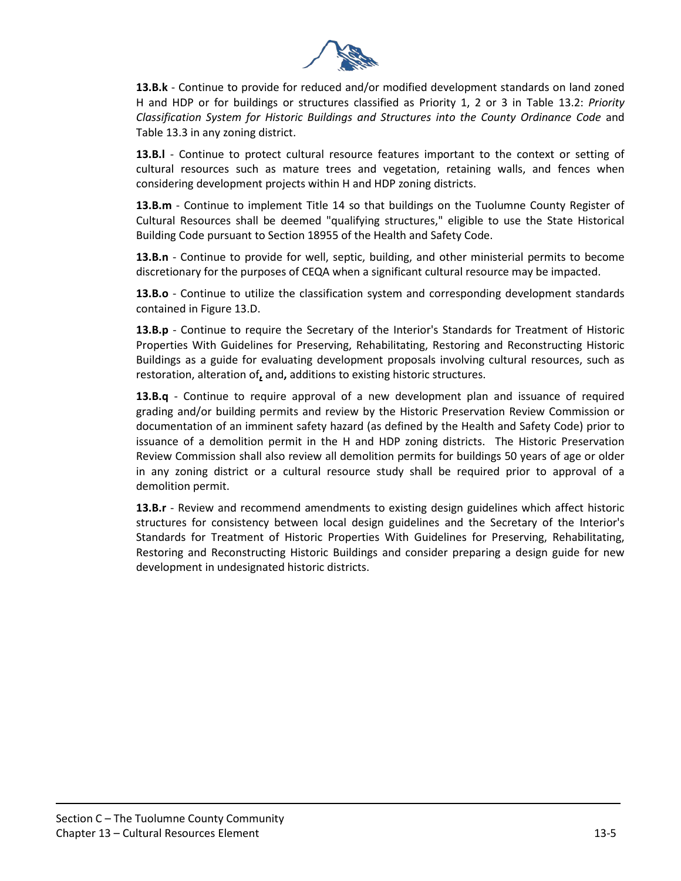**13.B.k** - Continue to provide for reduced and/or modified development standards on land zoned H and HDP or for buildings or structures classified as Priority 1, 2 or 3 in Table 13.2: *Priority Classification System for Historic Buildings and Structures into the County Ordinance Code* and Table 13.3 in any zoning district.

**13.B.l** - Continue to protect cultural resource features important to the context or setting of cultural resources such as mature trees and vegetation, retaining walls, and fences when considering development projects within H and HDP zoning districts.

**13.B.m** - Continue to implement Title 14 so that buildings on the Tuolumne County Register of Cultural Resources shall be deemed "qualifying structures," eligible to use the State Historical Building Code pursuant to Section 18955 of the Health and Safety Code.

**13.B.n** - Continue to provide for well, septic, building, and other ministerial permits to become discretionary for the purposes of CEQA when a significant cultural resource may be impacted.

**13.B.o** - Continue to utilize the classification system and corresponding development standards contained in Figure 13.D.

**13.B.p** - Continue to require the Secretary of the Interior's Standards for Treatment of Historic Properties With Guidelines for Preserving, Rehabilitating, Restoring and Reconstructing Historic Buildings as a guide for evaluating development proposals involving cultural resources, such as restoration, alteration of**,** and**,** additions to existing historic structures.

**13.B.q** - Continue to require approval of a new development plan and issuance of required grading and/or building permits and review by the Historic Preservation Review Commission or documentation of an imminent safety hazard (as defined by the Health and Safety Code) prior to issuance of a demolition permit in the H and HDP zoning districts. The Historic Preservation Review Commission shall also review all demolition permits for buildings 50 years of age or older in any zoning district or a cultural resource study shall be required prior to approval of a demolition permit.

**13.B.r** - Review and recommend amendments to existing design guidelines which affect historic structures for consistency between local design guidelines and the Secretary of the Interior's Standards for Treatment of Historic Properties With Guidelines for Preserving, Rehabilitating, Restoring and Reconstructing Historic Buildings and consider preparing a design guide for new development in undesignated historic districts.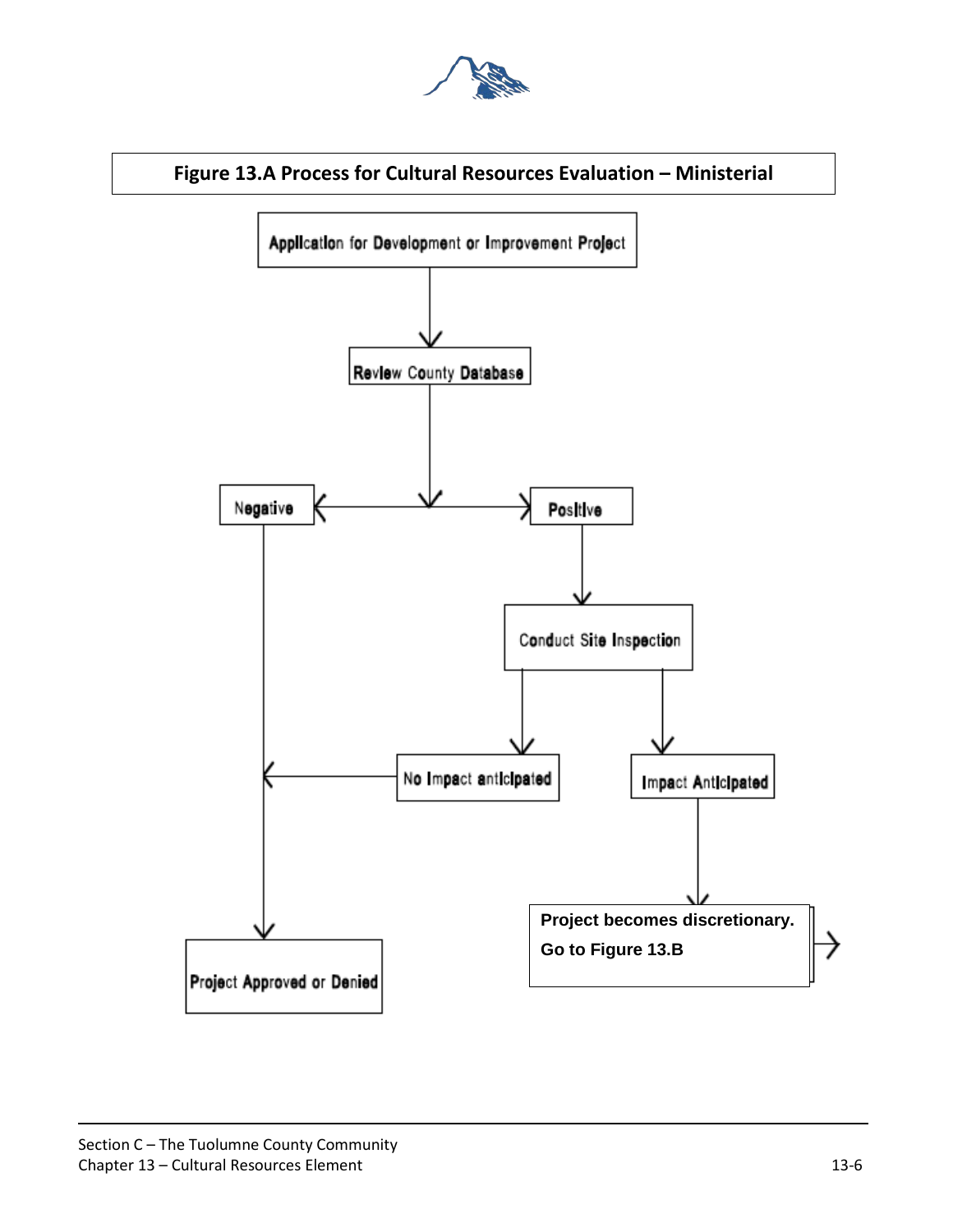**Figure 13.A Process for Cultural Resources Evaluation – Ministerial**

Application for Development or Improvement Project

Review County Database

Negative

Positive

Conduct Site Inspection

No Impact anticipated

Impact Anticipated

Project becomes discretionary.
Go to Figure 13.B

Project Approved or Denied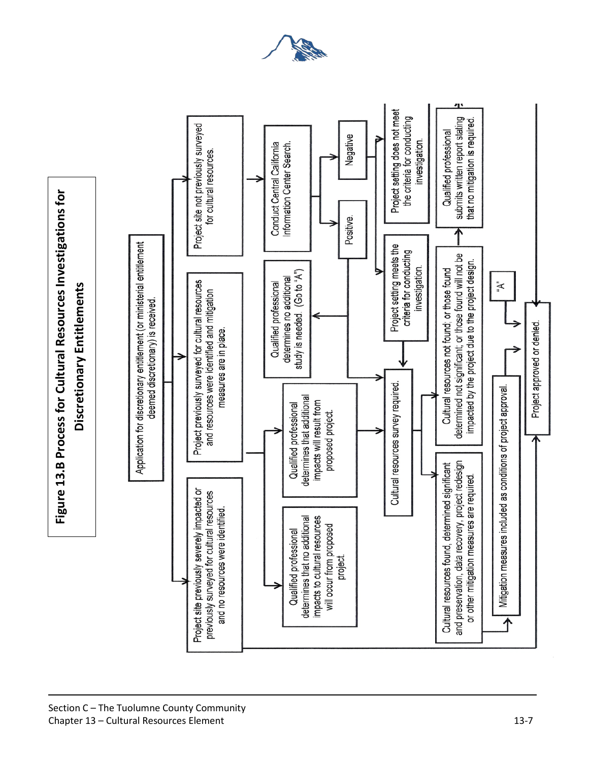# Figure 13.B Process for Cultural Resources Investigations for Discretionary Entitlements

Application for discretionary entitlement (or ministerial entitlement deemed discretionary) is received.

Project site previously severely impacted or previously surveyed for cultural resources and no resources were identified.

Project previously surveyed for cultural resources and resources were identified and mitigation measures are in place.

Project site not previously surveyed for cultural resources.

Qualified professional determines that no additional impacts to cultural resources will occur from proposed project.

Qualified professional determines that additional impacts will result from proposed project.

Qualified professional determines no additional study is needed. (Go to "A")

Conduct Central California Information Center Search.

Positive.

Negative

Project setting meets the criteria for conducting investigation.

Project setting does not meet the criteria for conducting investigation.

Cultural resources survey required.

Cultural resources found, determined significant and preservation, data recovery, project redesign or other mitigation measures are required.

Cultural resources not found; or those found determined not significant; or those found will not be impacted by the project due to the project design.

Qualified professional submits written report stating that no mitigation is required.

Mitigation measures included as conditions of project approval.

"A"

Project approved or denied.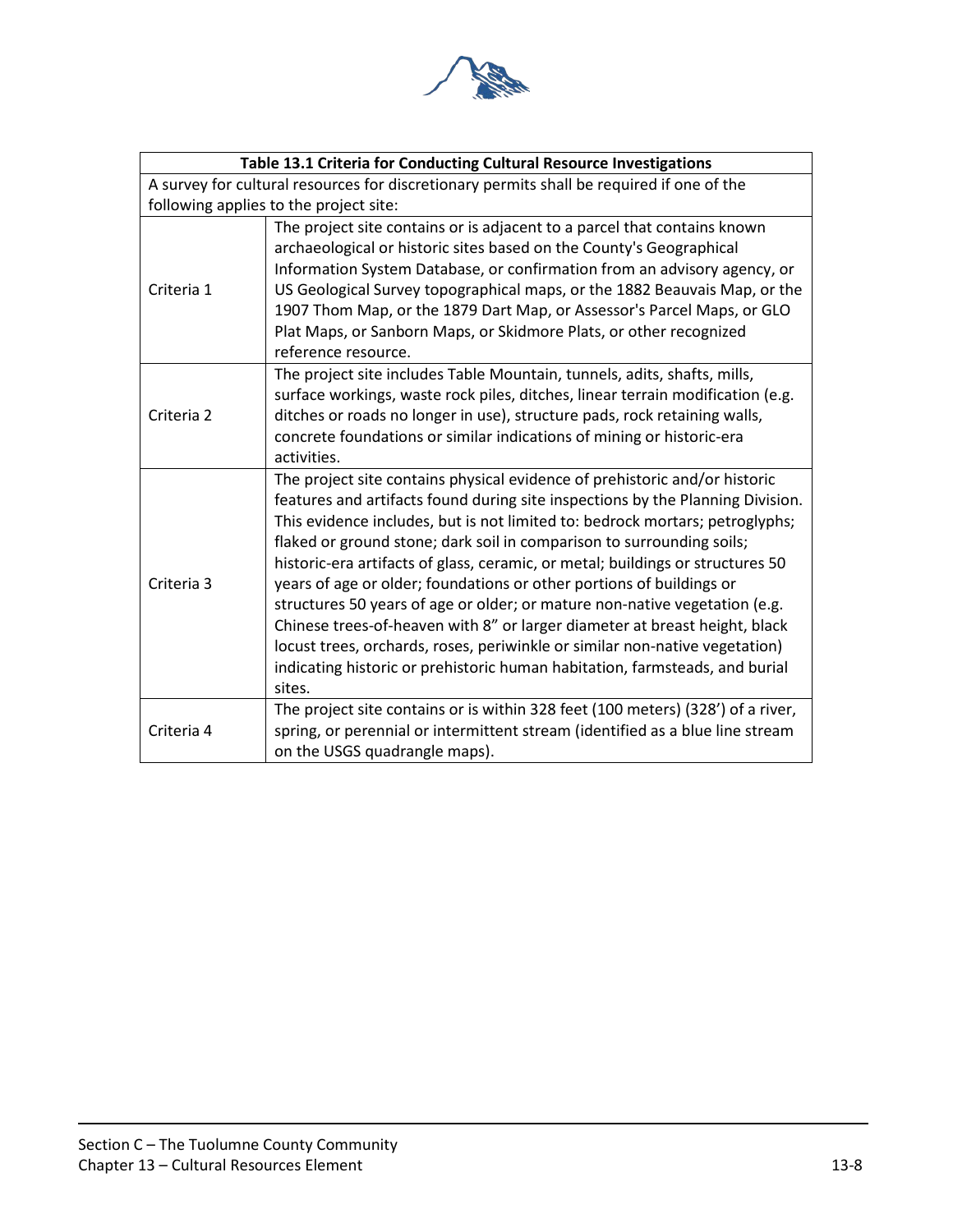| Table 13.1 Criteria for Conducting Cultural Resource Investigations | |
|---|---|
| A survey for cultural resources for discretionary permits shall be required if one of the following applies to the project site: | |
| Criteria 1 | The project site contains or is adjacent to a parcel that contains known archaeological or historic sites based on the County's Geographical Information System Database, or confirmation from an advisory agency, or US Geological Survey topographical maps, or the 1882 Beauvais Map, or the 1907 Thom Map, or the 1879 Dart Map, or Assessor's Parcel Maps, or GLO Plat Maps, or Sanborn Maps, or Skidmore Plats, or other recognized reference resource. |
| Criteria 2 | The project site includes Table Mountain, tunnels, adits, shafts, mills, surface workings, waste rock piles, ditches, linear terrain modification (e.g. ditches or roads no longer in use), structure pads, rock retaining walls, concrete foundations or similar indications of mining or historic-era activities. |
| Criteria 3 | The project site contains physical evidence of prehistoric and/or historic features and artifacts found during site inspections by the Planning Division. This evidence includes, but is not limited to: bedrock mortars; petroglyphs; flaked or ground stone; dark soil in comparison to surrounding soils; historic-era artifacts of glass, ceramic, or metal; buildings or structures 50 years of age or older; foundations or other portions of buildings or structures 50 years of age or older; or mature non-native vegetation (e.g. Chinese trees-of-heaven with 8" or larger diameter at breast height, black locust trees, orchards, roses, periwinkle or similar non-native vegetation) indicating historic or prehistoric human habitation, farmsteads, and burial sites. |
| Criteria 4 | The project site contains or is within 328 feet (100 meters) (328') of a river, spring, or perennial or intermittent stream (identified as a blue line stream on the USGS quadrangle maps). |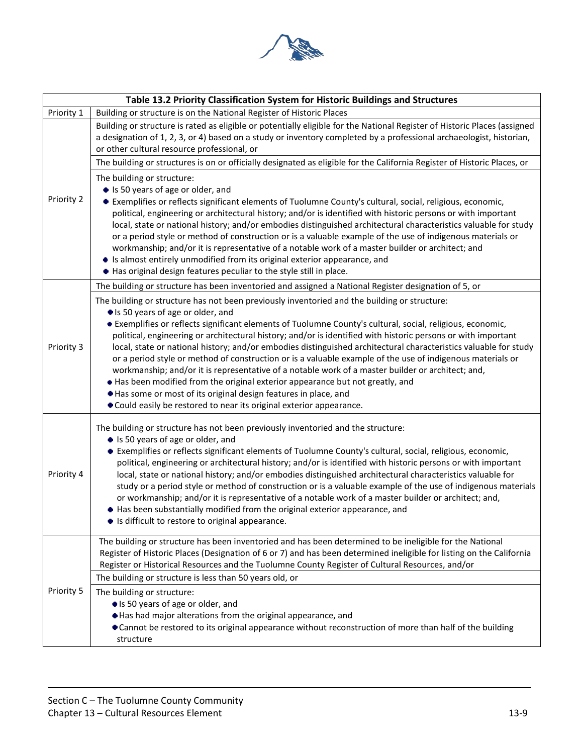**Table 13.2 Priority Classification System for Historic Buildings and Structures**

| Priority | Criteria |
|---|---|
| Priority 1 | Building or structure is on the National Register of Historic Places |
| Priority 2 | Building or structure is rated as eligible or potentially eligible for the National Register of Historic Places (assigned a designation of 1, 2, 3, or 4) based on a study or inventory completed by a professional archaeologist, historian, or other cultural resource professional, or |
| | The building or structures is on or officially designated as eligible for the California Register of Historic Places, or |
| | The building or structure: <br>• Is 50 years of age or older, and <br>• Exemplifies or reflects significant elements of Tuolumne County's cultural, social, religious, economic, political, engineering or architectural history; and/or is identified with historic persons or with important local, state or national history; and/or embodies distinguished architectural characteristics valuable for study or a period style or method of construction or is a valuable example of the use of indigenous materials or workmanship; and/or it is representative of a notable work of a master builder or architect; and <br>• Is almost entirely unmodified from its original exterior appearance, and <br>• Has original design features peculiar to the style still in place. |
| Priority 3 | The building or structure has been inventoried and assigned a National Register designation of 5, or |
| | The building or structure has not been previously inventoried and the building or structure: <br>• Is 50 years of age or older, and <br>• Exemplifies or reflects significant elements of Tuolumne County's cultural, social, religious, economic, political, engineering or architectural history; and/or is identified with historic persons or with important local, state or national history; and/or embodies distinguished architectural characteristics valuable for study or a period style or method of construction or is a valuable example of the use of indigenous materials or workmanship; and/or it is representative of a notable work of a master builder or architect; and, <br>• Has been modified from the original exterior appearance but not greatly, and <br>• Has some or most of its original design features in place, and <br>• Could easily be restored to near its original exterior appearance. |
| Priority 4 | The building or structure has not been previously inventoried and the structure: <br>• Is 50 years of age or older, and <br>• Exemplifies or reflects significant elements of Tuolumne County's cultural, social, religious, economic, political, engineering or architectural history; and/or is identified with historic persons or with important local, state or national history; and/or embodies distinguished architectural characteristics valuable for study or a period style or method of construction or is a valuable example of the use of indigenous materials or workmanship; and/or it is representative of a notable work of a master builder or architect; and, <br>• Has been substantially modified from the original exterior appearance, and <br>• Is difficult to restore to original appearance. |
| Priority 5 | The building or structure has been inventoried and has been determined to be ineligible for the National Register of Historic Places (Designation of 6 or 7) and has been determined ineligible for listing on the California Register or Historical Resources and the Tuolumne County Register of Cultural Resources, and/or |
| | The building or structure is less than 50 years old, or |
| | The building or structure: <br>• Is 50 years of age or older, and <br>• Has had major alterations from the original appearance, and <br>• Cannot be restored to its original appearance without reconstruction of more than half of the building structure |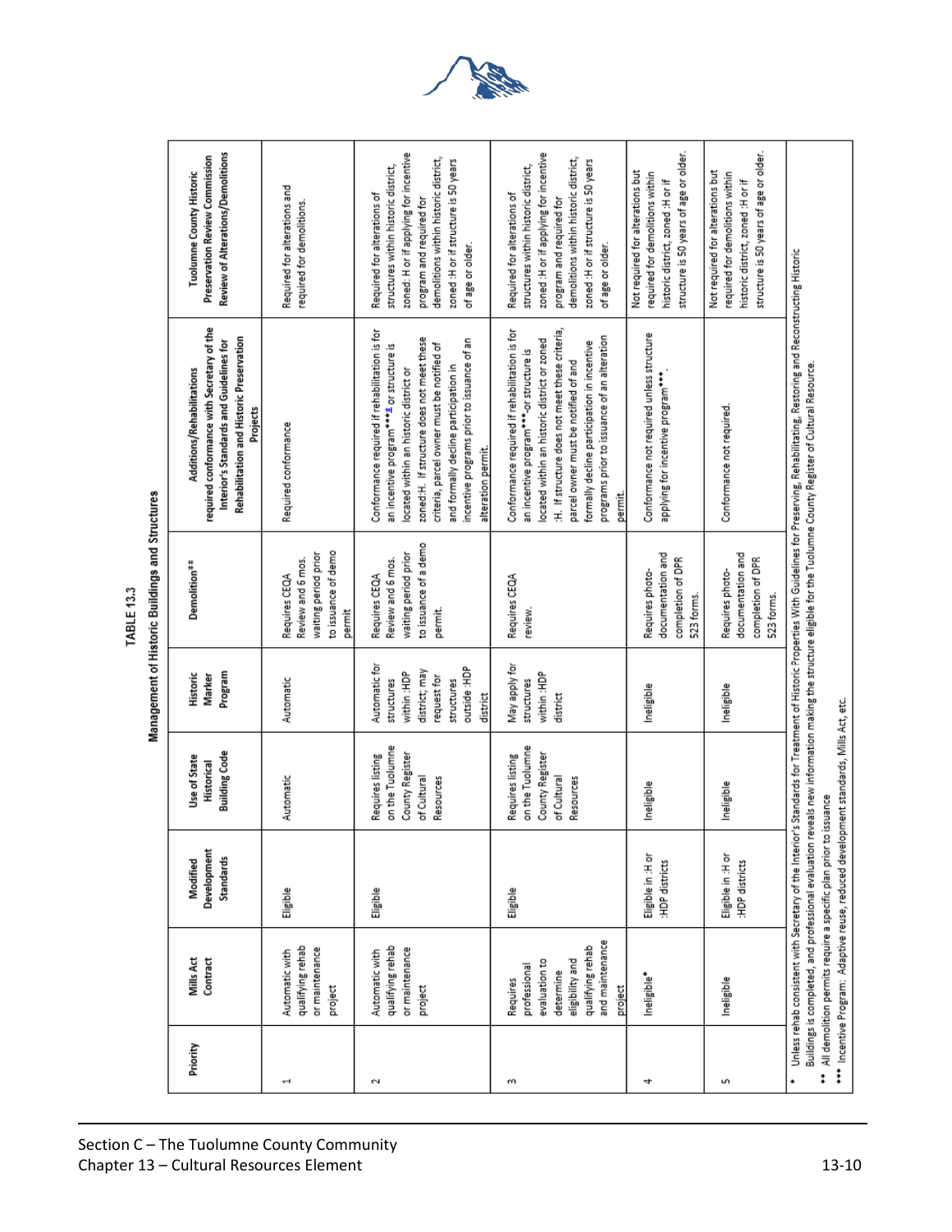**TABLE 13.3**

**Management of Historic Buildings and Structures**

| Priority | Mills Act Contract | Modified Development Standards | Use of State Historical Building Code | Historic Marker Program | Demolition** | Additions/Rehabilitations required conformance with Secretary of the Interior's Standards and Guidelines for Rehabilitation and Historic Preservation Projects | Tuolumne County Historic Preservation Review Commission Review of Alterations/Demolitions |
|---|---|---|---|---|---|---|---|
| 1 | Automatic with qualifying rehab or maintenance project | Eligible | Automatic | Automatic | Requires CEQA Review and 6 mos. waiting period prior to issuance of demo permit | Required conformance | Required for alterations and required for demolitions. |
| 2 | Automatic with qualifying rehab or maintenance project | Eligible | Requires listing on the Tuolumne County Register of Cultural Resources | Automatic for structures within :HDP district; may request for structures outside :HDP district | Requires CEQA Review and 6 mos. waiting period prior to issuance of a demo permit. | Conformance required if rehabilitation is for an incentive program*** or structure is located within an historic district or zoned:H. If structure does not meet these criteria, parcel owner must be notified of and formally decline participation in incentive programs prior to issuance of an alteration permit. | Required for alterations of structures within historic district, zoned: H or if applying for incentive program and required for demolitions within historic district, zoned :H or if structure is 50 years of age or older. |
| 3 | Requires professional evaluation to determine eligibility and qualifying rehab and maintenance project | Eligible | Requires listing on the Tuolumne County Register of Cultural Resources | May apply for structures within :HDP district | Requires CEQA review. | Conformance required if rehabilitation is for an incentive program*** or structure is located within an historic district or zoned :H. If structure does not meet these criteria, parcel owner must be notified of and formally decline participation in incentive programs prior to issuance of an alteration permit. | Required for alterations of structures within historic district, zoned :H or if applying for incentive program and required for demolitions within historic district, zoned :H or if structure is 50 years of age or older. |
| 4 | Ineligible* | Eligible in :H or :HDP districts | Ineligible | Ineligible | Requires photo-documentation and completion of DPR 523 forms. | Conformance not required unless structure applying for incentive program***. | Not required for alterations but required for demolitions within historic district, zoned :H or if structure is 50 years of age or older. |
| 5 | Ineligible | Eligible in :H or :HDP districts | Ineligible | Ineligible | Requires photo-documentation and completion of DPR 523 forms. | Conformance not required. | Not required for alterations but required for demolitions within historic district, zoned :H or if structure is 50 years of age or older. |

\* Unless rehab consistent with Secretary of the Interior's Standards for Treatment of Historic Properties With Guidelines for Preserving, Rehabilitating, Restoring and Reconstructing Historic Buildings is completed, and professional evaluation reveals new information making the structure eligible for the Tuolumne County Register of Cultural Resource.

\*\* All demolition permits require a specific plan prior to issuance

\*\*\* Incentive Program: Adaptive reuse, reduced development standards, Mills Act, etc.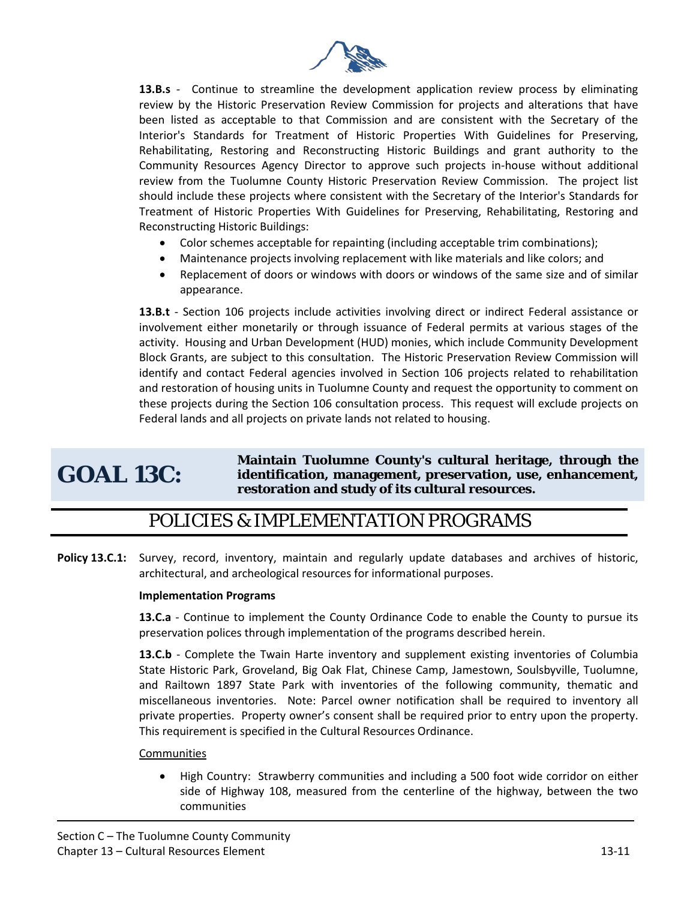**13.B.s** - Continue to streamline the development application review process by eliminating review by the Historic Preservation Review Commission for projects and alterations that have been listed as acceptable to that Commission and are consistent with the Secretary of the Interior's Standards for Treatment of Historic Properties With Guidelines for Preserving, Rehabilitating, Restoring and Reconstructing Historic Buildings and grant authority to the Community Resources Agency Director to approve such projects in-house without additional review from the Tuolumne County Historic Preservation Review Commission. The project list should include these projects where consistent with the Secretary of the Interior's Standards for Treatment of Historic Properties With Guidelines for Preserving, Rehabilitating, Restoring and Reconstructing Historic Buildings:

- Color schemes acceptable for repainting (including acceptable trim combinations);
- Maintenance projects involving replacement with like materials and like colors; and
- Replacement of doors or windows with doors or windows of the same size and of similar appearance.

**13.B.t** - Section 106 projects include activities involving direct or indirect Federal assistance or involvement either monetarily or through issuance of Federal permits at various stages of the activity. Housing and Urban Development (HUD) monies, which include Community Development Block Grants, are subject to this consultation. The Historic Preservation Review Commission will identify and contact Federal agencies involved in Section 106 projects related to rehabilitation and restoration of housing units in Tuolumne County and request the opportunity to comment on these projects during the Section 106 consultation process. This request will exclude projects on Federal lands and all projects on private lands not related to housing.

## GOAL 13C: Maintain Tuolumne County's cultural heritage, through the identification, management, preservation, use, enhancement, restoration and study of its cultural resources.

## POLICIES & IMPLEMENTATION PROGRAMS

**Policy 13.C.1:** Survey, record, inventory, maintain and regularly update databases and archives of historic, architectural, and archeological resources for informational purposes.

**Implementation Programs**

**13.C.a** - Continue to implement the County Ordinance Code to enable the County to pursue its preservation polices through implementation of the programs described herein.

**13.C.b** - Complete the Twain Harte inventory and supplement existing inventories of Columbia State Historic Park, Groveland, Big Oak Flat, Chinese Camp, Jamestown, Soulsbyville, Tuolumne, and Railtown 1897 State Park with inventories of the following community, thematic and miscellaneous inventories. Note: Parcel owner notification shall be required to inventory all private properties. Property owner's consent shall be required prior to entry upon the property. This requirement is specified in the Cultural Resources Ordinance.

Communities

- High Country: Strawberry communities and including a 500 foot wide corridor on either side of Highway 108, measured from the centerline of the highway, between the two communities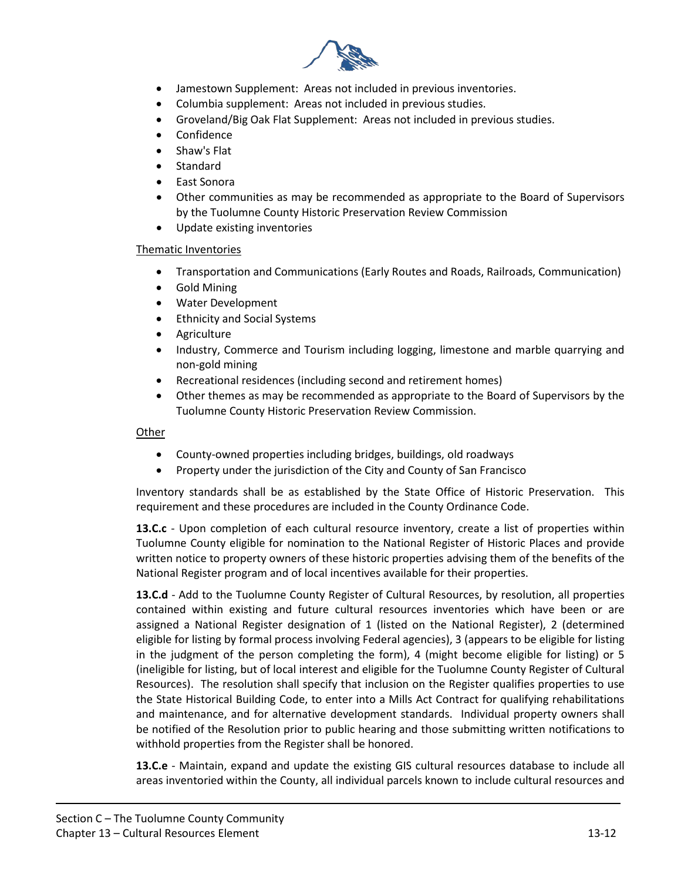- Jamestown Supplement:  Areas not included in previous inventories.
- Columbia supplement:  Areas not included in previous studies.
- Groveland/Big Oak Flat Supplement:  Areas not included in previous studies.
- Confidence
- Shaw's Flat
- Standard
- East Sonora
- Other communities as may be recommended as appropriate to the Board of Supervisors by the Tuolumne County Historic Preservation Review Commission
- Update existing inventories

<u>Thematic Inventories</u>

- Transportation and Communications (Early Routes and Roads, Railroads, Communication)
- Gold Mining
- Water Development
- Ethnicity and Social Systems
- Agriculture
- Industry, Commerce and Tourism including logging, limestone and marble quarrying and non-gold mining
- Recreational residences (including second and retirement homes)
- Other themes as may be recommended as appropriate to the Board of Supervisors by the Tuolumne County Historic Preservation Review Commission.

<u>Other</u>

- County-owned properties including bridges, buildings, old roadways
- Property under the jurisdiction of the City and County of San Francisco

Inventory standards shall be as established by the State Office of Historic Preservation.  This requirement and these procedures are included in the County Ordinance Code.

**13.C.c** - Upon completion of each cultural resource inventory, create a list of properties within Tuolumne County eligible for nomination to the National Register of Historic Places and provide written notice to property owners of these historic properties advising them of the benefits of the National Register program and of local incentives available for their properties.

**13.C.d** - Add to the Tuolumne County Register of Cultural Resources, by resolution, all properties contained within existing and future cultural resources inventories which have been or are assigned a National Register designation of 1 (listed on the National Register), 2 (determined eligible for listing by formal process involving Federal agencies), 3 (appears to be eligible for listing in the judgment of the person completing the form), 4 (might become eligible for listing) or 5 (ineligible for listing, but of local interest and eligible for the Tuolumne County Register of Cultural Resources).  The resolution shall specify that inclusion on the Register qualifies properties to use the State Historical Building Code, to enter into a Mills Act Contract for qualifying rehabilitations and maintenance, and for alternative development standards.  Individual property owners shall be notified of the Resolution prior to public hearing and those submitting written notifications to withhold properties from the Register shall be honored.

**13.C.e** - Maintain, expand and update the existing GIS cultural resources database to include all areas inventoried within the County, all individual parcels known to include cultural resources and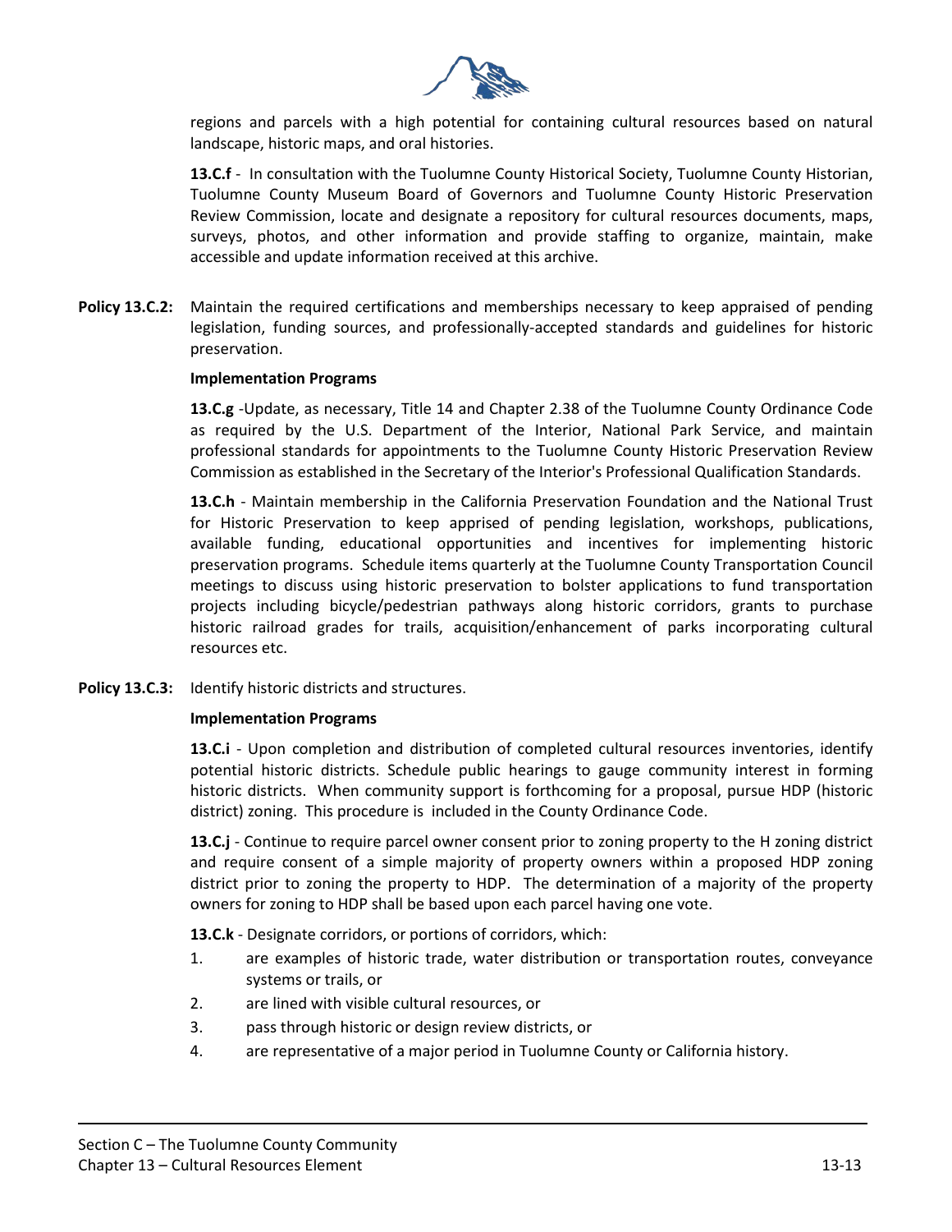regions and parcels with a high potential for containing cultural resources based on natural landscape, historic maps, and oral histories.

**13.C.f** - In consultation with the Tuolumne County Historical Society, Tuolumne County Historian, Tuolumne County Museum Board of Governors and Tuolumne County Historic Preservation Review Commission, locate and designate a repository for cultural resources documents, maps, surveys, photos, and other information and provide staffing to organize, maintain, make accessible and update information received at this archive.

**Policy 13.C.2:** Maintain the required certifications and memberships necessary to keep appraised of pending legislation, funding sources, and professionally-accepted standards and guidelines for historic preservation.

**Implementation Programs**

**13.C.g** -Update, as necessary, Title 14 and Chapter 2.38 of the Tuolumne County Ordinance Code as required by the U.S. Department of the Interior, National Park Service, and maintain professional standards for appointments to the Tuolumne County Historic Preservation Review Commission as established in the Secretary of the Interior's Professional Qualification Standards.

**13.C.h** - Maintain membership in the California Preservation Foundation and the National Trust for Historic Preservation to keep apprised of pending legislation, workshops, publications, available funding, educational opportunities and incentives for implementing historic preservation programs. Schedule items quarterly at the Tuolumne County Transportation Council meetings to discuss using historic preservation to bolster applications to fund transportation projects including bicycle/pedestrian pathways along historic corridors, grants to purchase historic railroad grades for trails, acquisition/enhancement of parks incorporating cultural resources etc.

**Policy 13.C.3:** Identify historic districts and structures.

**Implementation Programs**

**13.C.i** - Upon completion and distribution of completed cultural resources inventories, identify potential historic districts. Schedule public hearings to gauge community interest in forming historic districts. When community support is forthcoming for a proposal, pursue HDP (historic district) zoning. This procedure is included in the County Ordinance Code.

**13.C.j** - Continue to require parcel owner consent prior to zoning property to the H zoning district and require consent of a simple majority of property owners within a proposed HDP zoning district prior to zoning the property to HDP. The determination of a majority of the property owners for zoning to HDP shall be based upon each parcel having one vote.

**13.C.k** - Designate corridors, or portions of corridors, which:

1. are examples of historic trade, water distribution or transportation routes, conveyance systems or trails, or
2. are lined with visible cultural resources, or
3. pass through historic or design review districts, or
4. are representative of a major period in Tuolumne County or California history.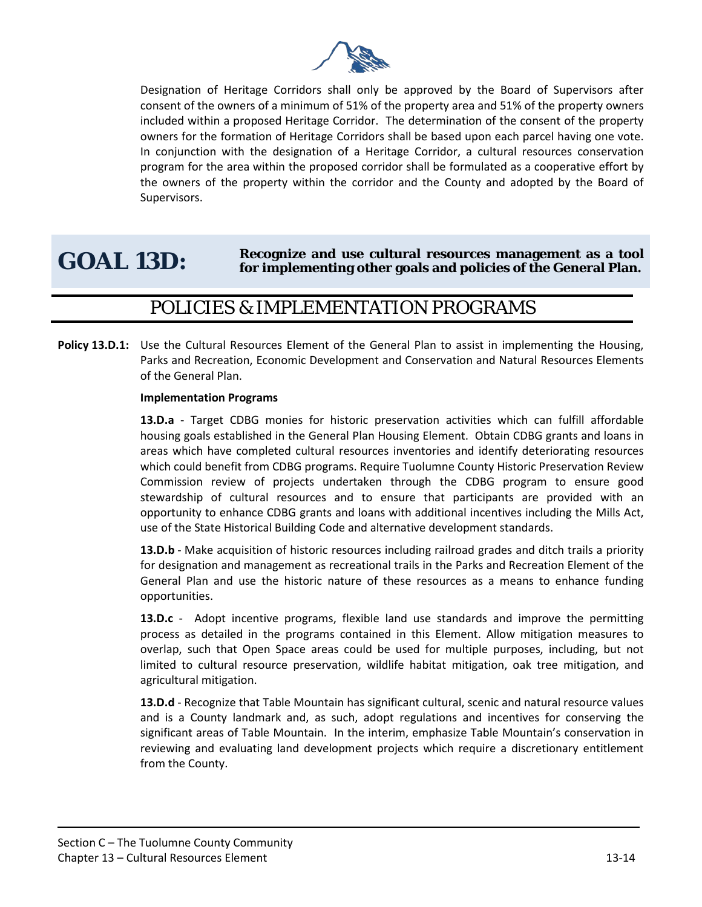Designation of Heritage Corridors shall only be approved by the Board of Supervisors after consent of the owners of a minimum of 51% of the property area and 51% of the property owners included within a proposed Heritage Corridor. The determination of the consent of the property owners for the formation of Heritage Corridors shall be based upon each parcel having one vote. In conjunction with the designation of a Heritage Corridor, a cultural resources conservation program for the area within the proposed corridor shall be formulated as a cooperative effort by the owners of the property within the corridor and the County and adopted by the Board of Supervisors.

# GOAL 13D: Recognize and use cultural resources management as a tool for implementing other goals and policies of the General Plan.

## POLICIES & IMPLEMENTATION PROGRAMS

**Policy 13.D.1:** Use the Cultural Resources Element of the General Plan to assist in implementing the Housing, Parks and Recreation, Economic Development and Conservation and Natural Resources Elements of the General Plan.

**Implementation Programs**

**13.D.a** - Target CDBG monies for historic preservation activities which can fulfill affordable housing goals established in the General Plan Housing Element. Obtain CDBG grants and loans in areas which have completed cultural resources inventories and identify deteriorating resources which could benefit from CDBG programs. Require Tuolumne County Historic Preservation Review Commission review of projects undertaken through the CDBG program to ensure good stewardship of cultural resources and to ensure that participants are provided with an opportunity to enhance CDBG grants and loans with additional incentives including the Mills Act, use of the State Historical Building Code and alternative development standards.

**13.D.b** - Make acquisition of historic resources including railroad grades and ditch trails a priority for designation and management as recreational trails in the Parks and Recreation Element of the General Plan and use the historic nature of these resources as a means to enhance funding opportunities.

**13.D.c** - Adopt incentive programs, flexible land use standards and improve the permitting process as detailed in the programs contained in this Element. Allow mitigation measures to overlap, such that Open Space areas could be used for multiple purposes, including, but not limited to cultural resource preservation, wildlife habitat mitigation, oak tree mitigation, and agricultural mitigation.

**13.D.d** - Recognize that Table Mountain has significant cultural, scenic and natural resource values and is a County landmark and, as such, adopt regulations and incentives for conserving the significant areas of Table Mountain. In the interim, emphasize Table Mountain's conservation in reviewing and evaluating land development projects which require a discretionary entitlement from the County.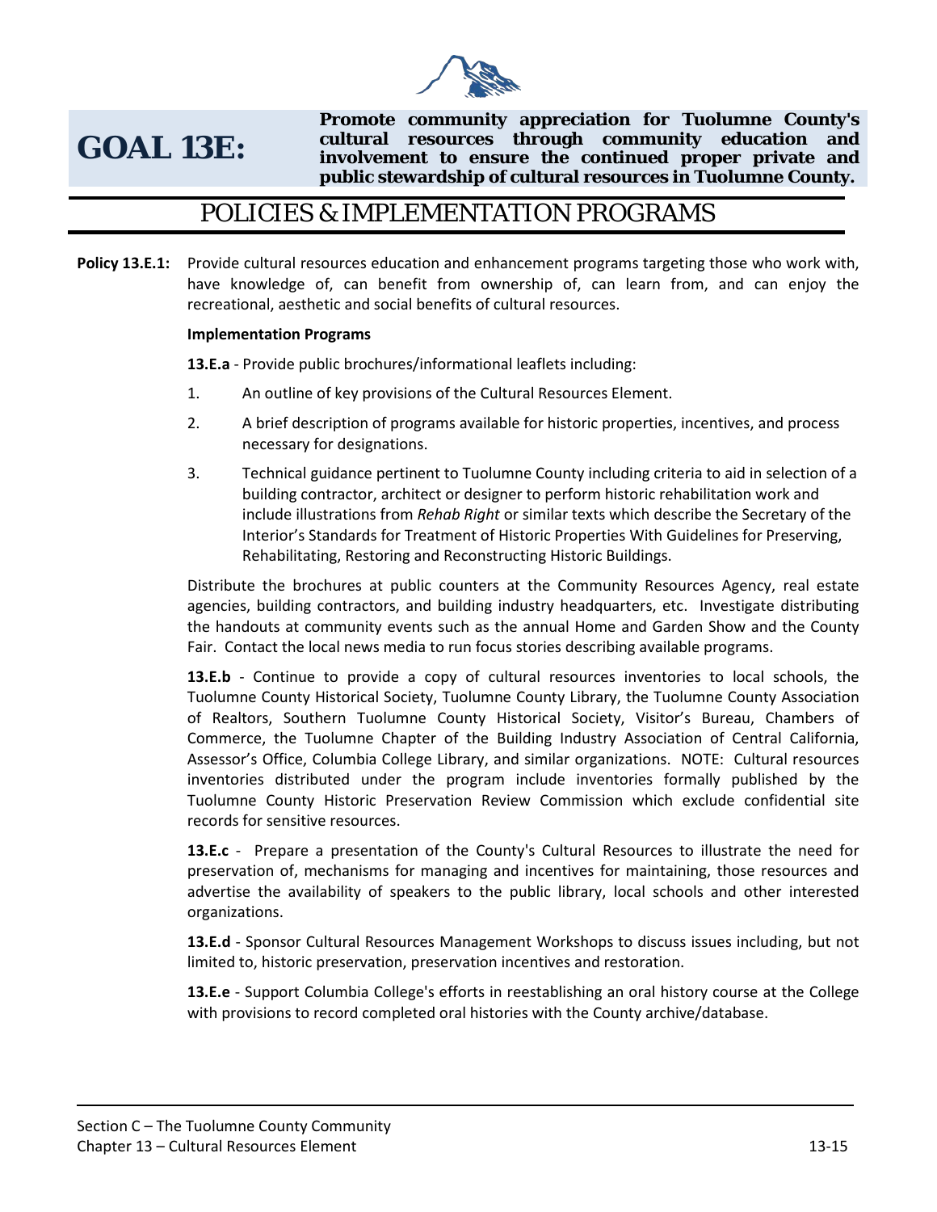# GOAL 13E:

**Promote community appreciation for Tuolumne County's cultural resources through community education and involvement to ensure the continued proper private and public stewardship of cultural resources in Tuolumne County.**

## POLICIES & IMPLEMENTATION PROGRAMS

**Policy 13.E.1:** Provide cultural resources education and enhancement programs targeting those who work with, have knowledge of, can benefit from ownership of, can learn from, and can enjoy the recreational, aesthetic and social benefits of cultural resources.

**Implementation Programs**

**13.E.a** - Provide public brochures/informational leaflets including:

1. An outline of key provisions of the Cultural Resources Element.
2. A brief description of programs available for historic properties, incentives, and process necessary for designations.
3. Technical guidance pertinent to Tuolumne County including criteria to aid in selection of a building contractor, architect or designer to perform historic rehabilitation work and include illustrations from *Rehab Right* or similar texts which describe the Secretary of the Interior's Standards for Treatment of Historic Properties With Guidelines for Preserving, Rehabilitating, Restoring and Reconstructing Historic Buildings.

Distribute the brochures at public counters at the Community Resources Agency, real estate agencies, building contractors, and building industry headquarters, etc. Investigate distributing the handouts at community events such as the annual Home and Garden Show and the County Fair. Contact the local news media to run focus stories describing available programs.

**13.E.b** - Continue to provide a copy of cultural resources inventories to local schools, the Tuolumne County Historical Society, Tuolumne County Library, the Tuolumne County Association of Realtors, Southern Tuolumne County Historical Society, Visitor's Bureau, Chambers of Commerce, the Tuolumne Chapter of the Building Industry Association of Central California, Assessor's Office, Columbia College Library, and similar organizations. NOTE: Cultural resources inventories distributed under the program include inventories formally published by the Tuolumne County Historic Preservation Review Commission which exclude confidential site records for sensitive resources.

**13.E.c** - Prepare a presentation of the County's Cultural Resources to illustrate the need for preservation of, mechanisms for managing and incentives for maintaining, those resources and advertise the availability of speakers to the public library, local schools and other interested organizations.

**13.E.d** - Sponsor Cultural Resources Management Workshops to discuss issues including, but not limited to, historic preservation, preservation incentives and restoration.

**13.E.e** - Support Columbia College's efforts in reestablishing an oral history course at the College with provisions to record completed oral histories with the County archive/database.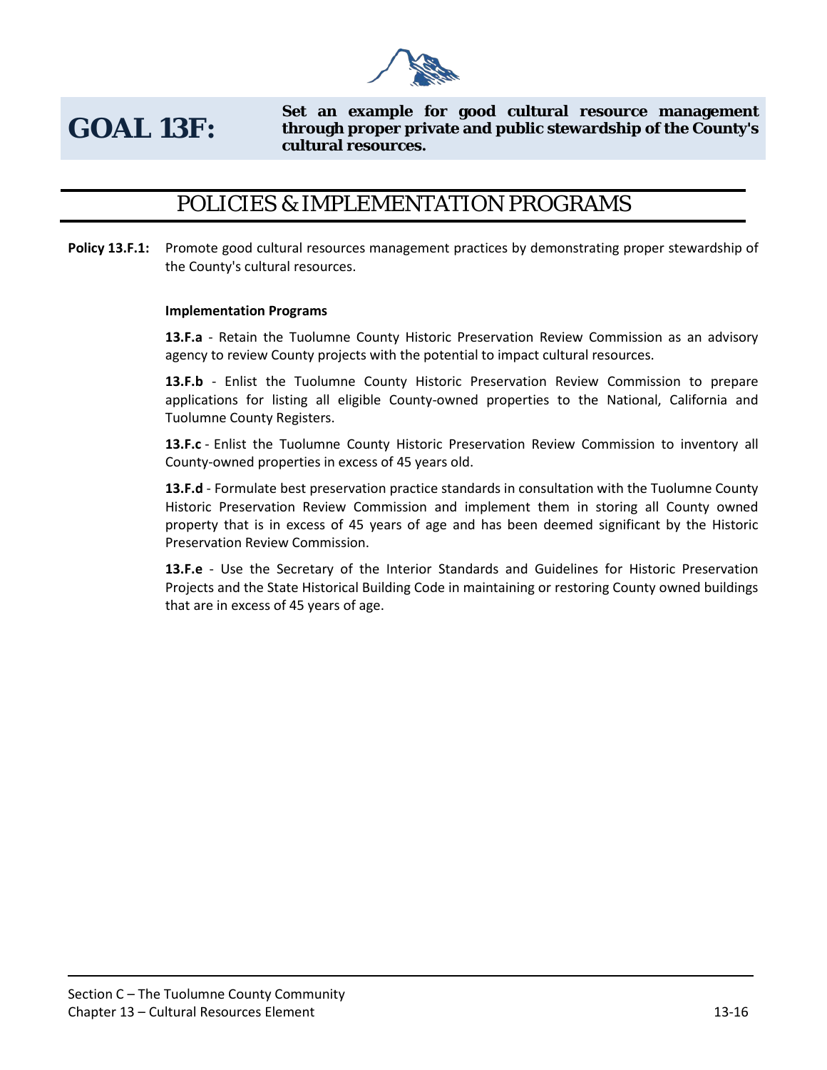# GOAL 13F:

**Set an example for good cultural resource management through proper private and public stewardship of the County's cultural resources.**

## POLICIES & IMPLEMENTATION PROGRAMS

**Policy 13.F.1:** Promote good cultural resources management practices by demonstrating proper stewardship of the County's cultural resources.

**Implementation Programs**

**13.F.a** - Retain the Tuolumne County Historic Preservation Review Commission as an advisory agency to review County projects with the potential to impact cultural resources.

**13.F.b** - Enlist the Tuolumne County Historic Preservation Review Commission to prepare applications for listing all eligible County-owned properties to the National, California and Tuolumne County Registers.

**13.F.c** - Enlist the Tuolumne County Historic Preservation Review Commission to inventory all County-owned properties in excess of 45 years old.

**13.F.d** - Formulate best preservation practice standards in consultation with the Tuolumne County Historic Preservation Review Commission and implement them in storing all County owned property that is in excess of 45 years of age and has been deemed significant by the Historic Preservation Review Commission.

**13.F.e** - Use the Secretary of the Interior Standards and Guidelines for Historic Preservation Projects and the State Historical Building Code in maintaining or restoring County owned buildings that are in excess of 45 years of age.